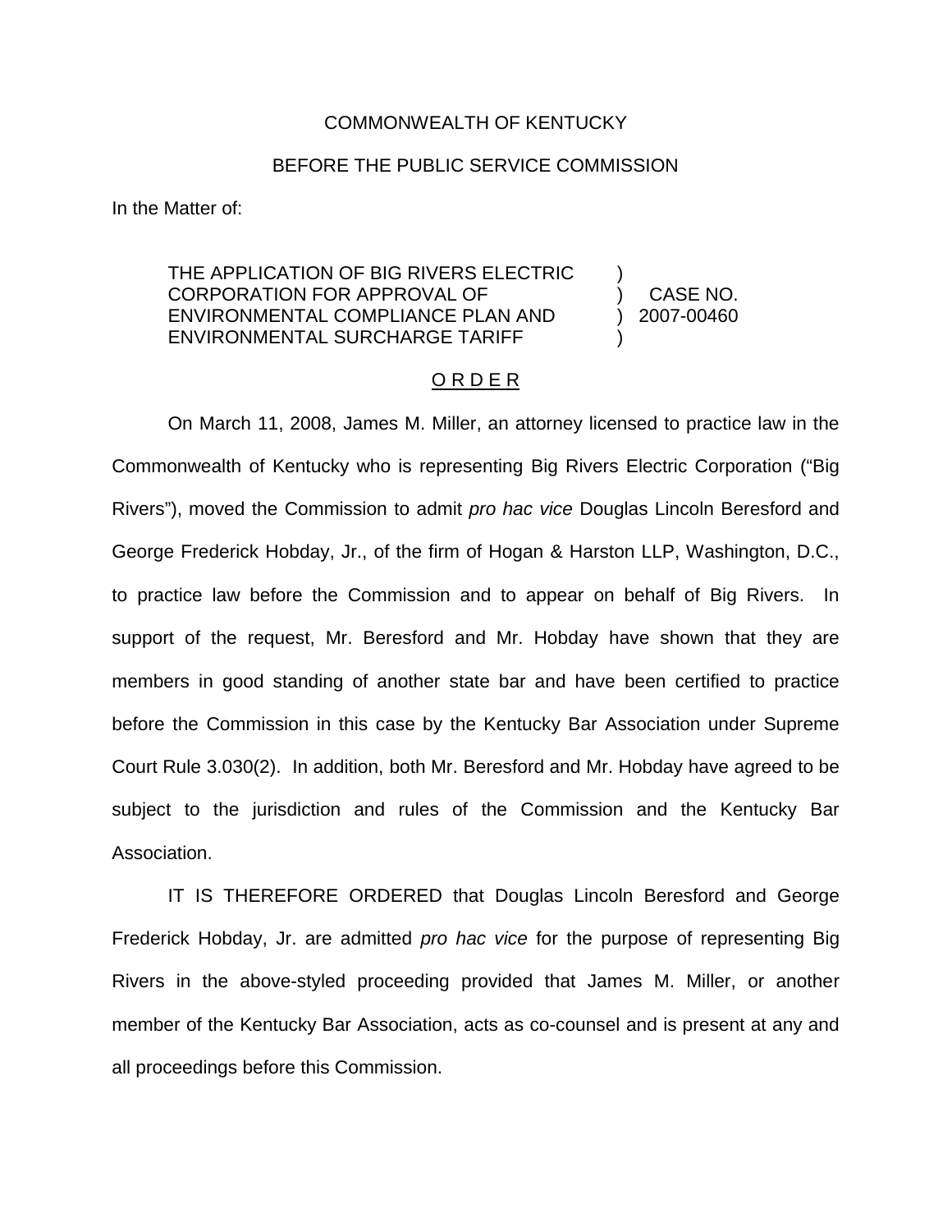COMMONWEALTH OF KENTUCKY

BEFORE THE PUBLIC SERVICE COMMISSION

In the Matter of:

| | | |
|---|---|---|
| THE APPLICATION OF BIG RIVERS ELECTRIC CORPORATION FOR APPROVAL OF ENVIRONMENTAL COMPLIANCE PLAN AND ENVIRONMENTAL SURCHARGE TARIFF | ) ) ) ) | CASE NO. 2007-00460 |

<u>O R D E R</u>

On March 11, 2008, James M. Miller, an attorney licensed to practice law in the Commonwealth of Kentucky who is representing Big Rivers Electric Corporation ("Big Rivers"), moved the Commission to admit *pro hac vice* Douglas Lincoln Beresford and George Frederick Hobday, Jr., of the firm of Hogan & Harston LLP, Washington, D.C., to practice law before the Commission and to appear on behalf of Big Rivers. In support of the request, Mr. Beresford and Mr. Hobday have shown that they are members in good standing of another state bar and have been certified to practice before the Commission in this case by the Kentucky Bar Association under Supreme Court Rule 3.030(2). In addition, both Mr. Beresford and Mr. Hobday have agreed to be subject to the jurisdiction and rules of the Commission and the Kentucky Bar Association.

IT IS THEREFORE ORDERED that Douglas Lincoln Beresford and George Frederick Hobday, Jr. are admitted *pro hac vice* for the purpose of representing Big Rivers in the above-styled proceeding provided that James M. Miller, or another member of the Kentucky Bar Association, acts as co-counsel and is present at any and all proceedings before this Commission.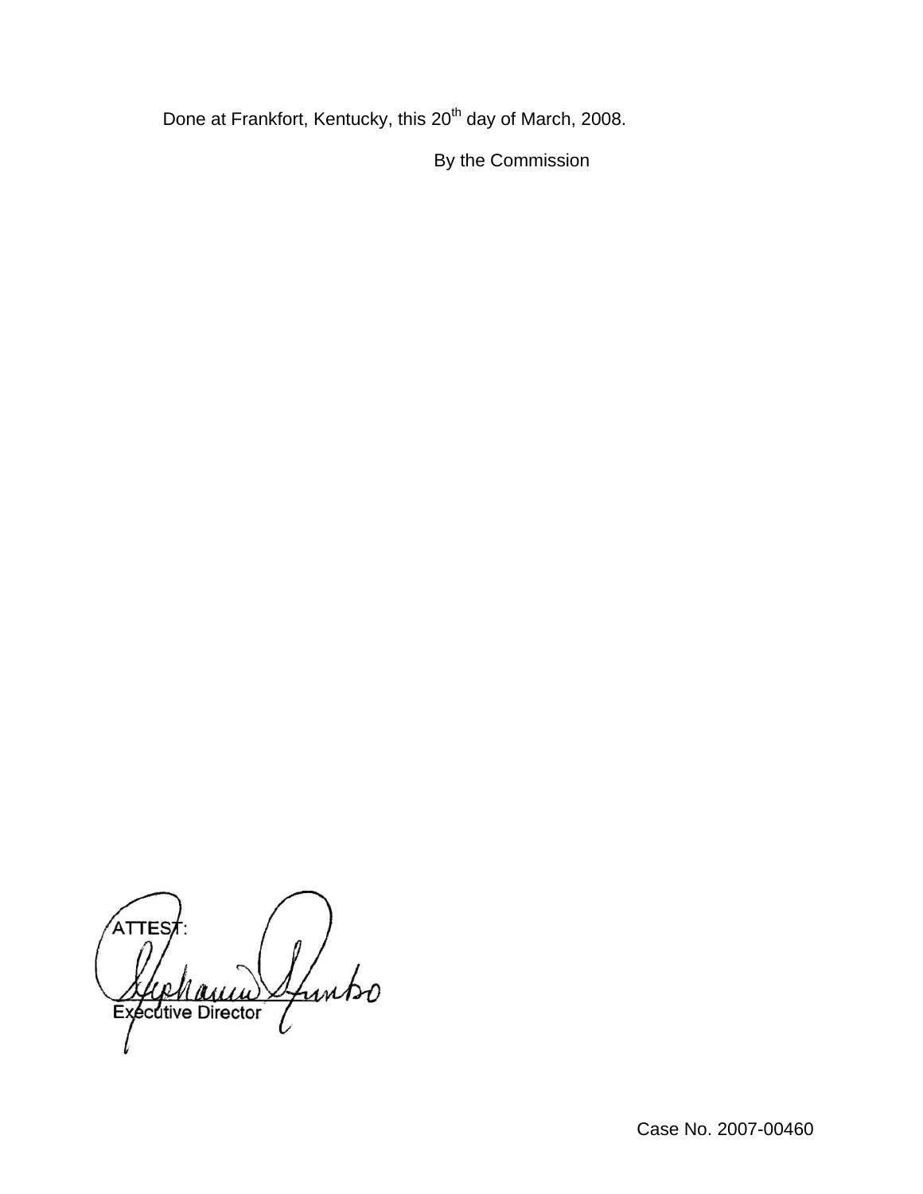Done at Frankfort, Kentucky, this 20th day of March, 2008.

By the Commission

ATTEST:

Executive Director

Case No. 2007-00460